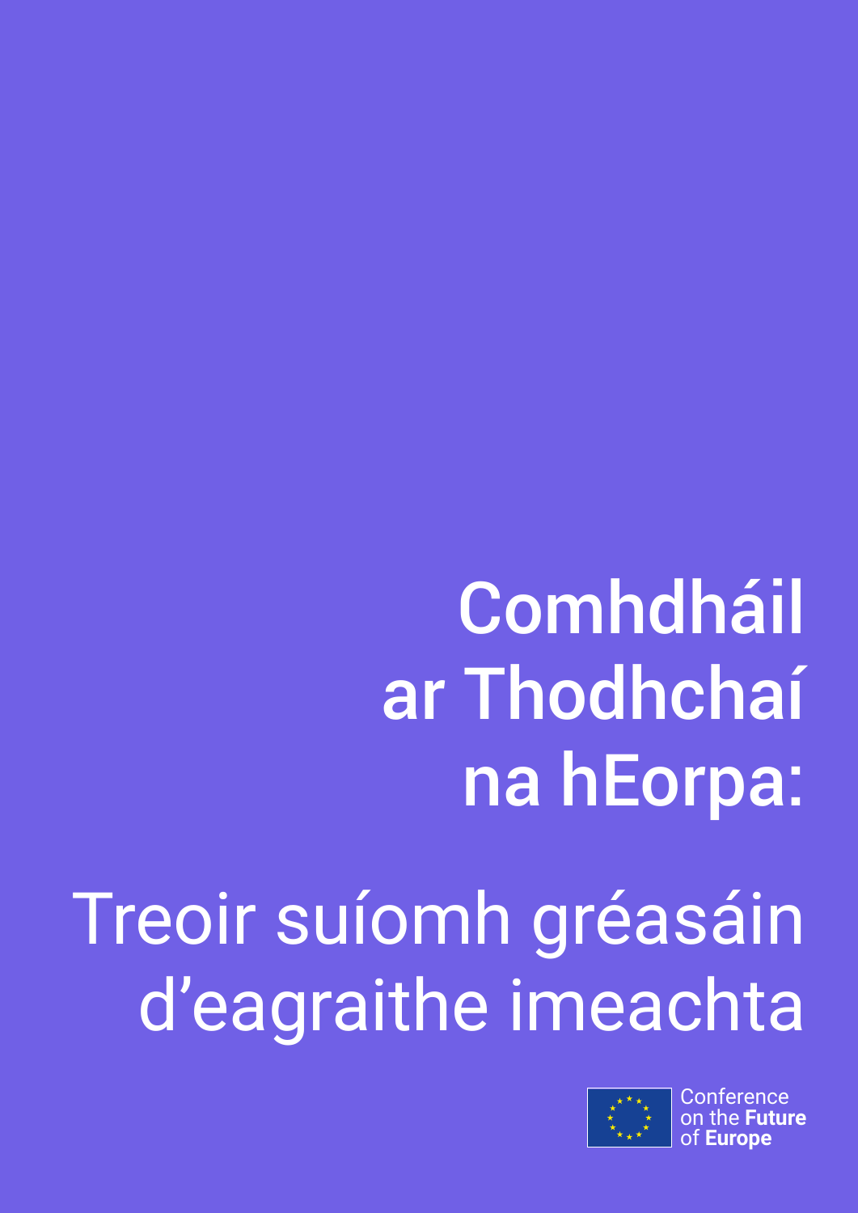# Comhdháil ar Thodhchaí na hEorpa:

## Treoir suíomh gréasáin d’eagraithe imeachta

Conference on the **Future** of **Europe**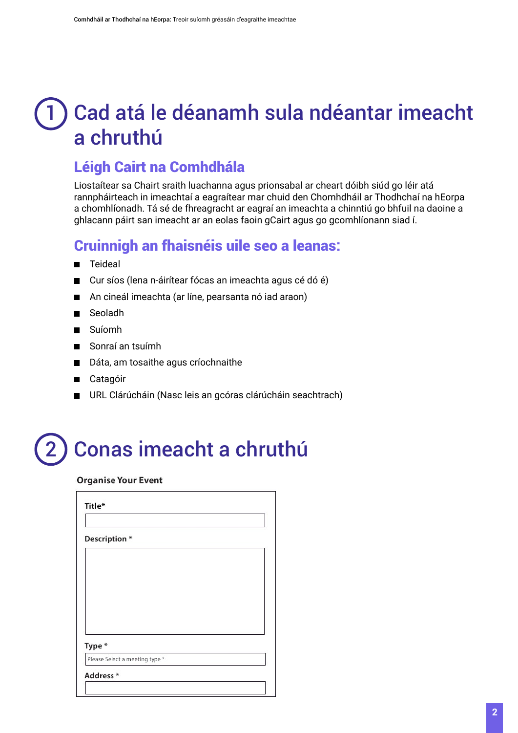# 1 Cad atá le déanamh sula ndéantar imeacht a chruthú

## Léigh Cairt na Comhdhála

Liostaítear sa Chairt sraith luachanna agus prionsabal ar cheart dóibh siúd go léir atá rannpháirteach in imeachtaí a eagraítear mar chuid den Chomhdháil ar Thodhchaí na hEorpa a chomhlíonadh. Tá sé de fhreagracht ar eagraí an imeachta a chinntiú go bhfuil na daoine a ghlacann páirt san imeacht ar an eolas faoin gCairt agus go gcomhlíonann siad í.

## Cruinnigh an fhaisnéis uile seo a leanas:

- Teideal
- Cur síos (lena n-áirítear fócas an imeachta agus cé dó é)
- An cineál imeachta (ar líne, pearsanta nó iad araon)
- Seoladh
- Suíomh
- Sonraí an tsuímh
- Dáta, am tosaithe agus críochnaithe
- Catagóir
- URL Clárúcháin (Nasc leis an gcóras clárúcháin seachtrach)

# 2 Conas imeacht a chruthú

**Organise Your Event**

Title*

Description *

Type *

Please Select a meeting type *

Address *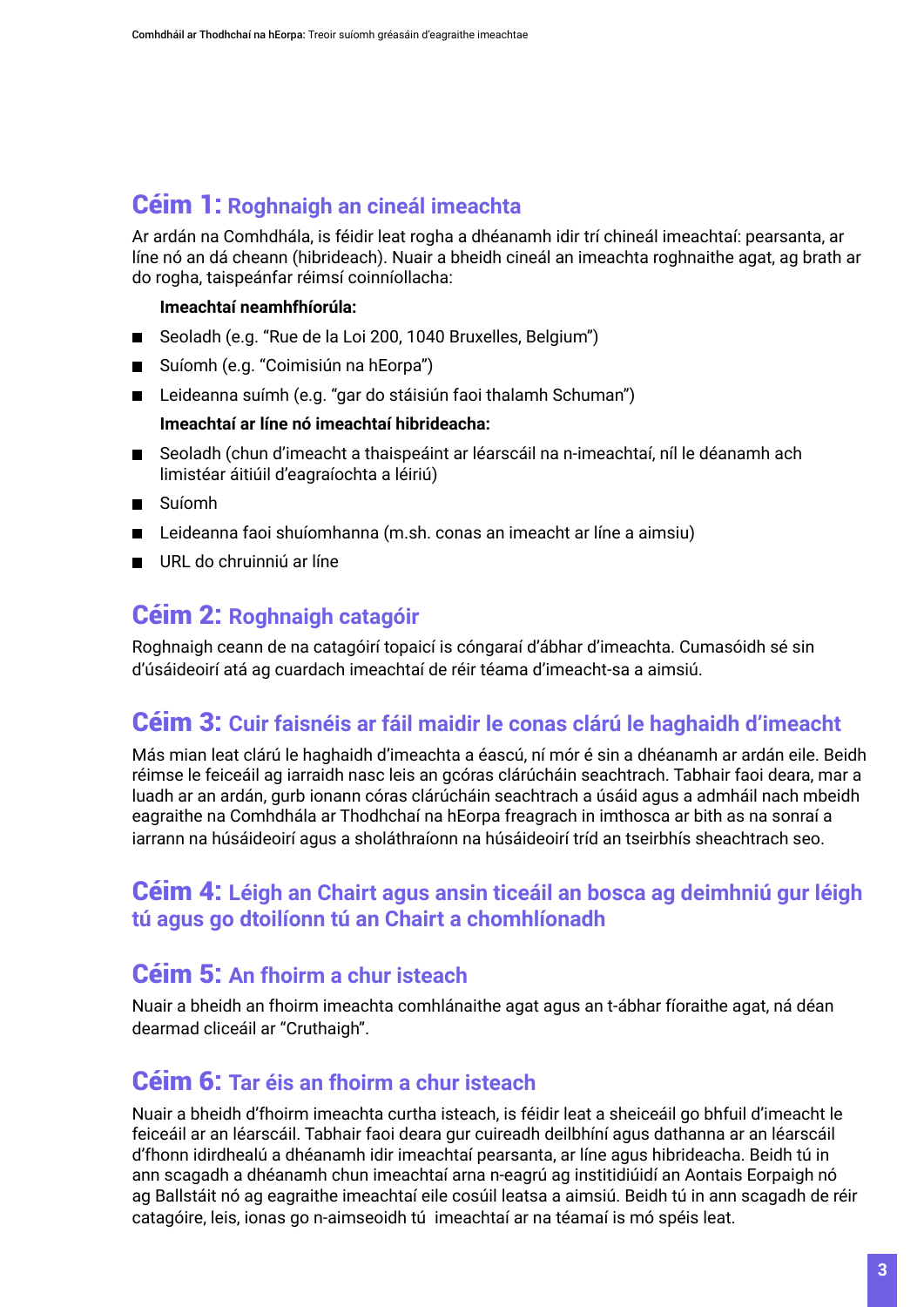## Céim 1: Roghnaigh an cineál imeachta

Ar ardán na Comhdhála, is féidir leat rogha a dhéanamh idir trí chineál imeachtaí: pearsanta, ar líne nó an dá cheann (hibrideach). Nuair a bheidh cineál an imeachta roghnaithe agat, ag brath ar do rogha, taispeánfar réimsí coinníollacha:

**Imeachtaí neamhfhíorúla:**

- Seoladh (e.g. "Rue de la Loi 200, 1040 Bruxelles, Belgium")
- Suíomh (e.g. "Coimisiún na hEorpa")
- Leideanna suímh (e.g. "gar do stáisiún faoi thalamh Schuman")

**Imeachtaí ar líne nó imeachtaí hibrideacha:**

- Seoladh (chun d'imeacht a thaispeáint ar léarscáil na n-imeachtaí, níl le déanamh ach limistéar áitiúil d'eagraíochta a léiriú)
- Suíomh
- Leideanna faoi shuíomhanna (m.sh. conas an imeacht ar líne a aimsiu)
- URL do chruinniú ar líne

## Céim 2: Roghnaigh catagóir

Roghnaigh ceann de na catagóirí topaicí is cóngaraí d'ábhar d'imeachta. Cumasóidh sé sin d'úsáideoirí atá ag cuardach imeachtaí de réir téama d'imeacht-sa a aimsiú.

## Céim 3: Cuir faisnéis ar fáil maidir le conas clárú le haghaidh d'imeacht

Más mian leat clárú le haghaidh d'imeachta a éascú, ní mór é sin a dhéanamh ar ardán eile. Beidh réimse le feiceáil ag iarraidh nasc leis an gcóras clárúcháin seachtrach. Tabhair faoi deara, mar a luadh ar an ardán, gurb ionann córas clárúcháin seachtrach a úsáid agus a admháil nach mbeidh eagraithe na Comhdhála ar Thodhchaí na hEorpa freagrach in imthosca ar bith as na sonraí a iarrann na húsáideoirí agus a sholáthraíonn na húsáideoirí tríd an tseirbhís sheachtrach seo.

## Céim 4: Léigh an Chairt agus ansin ticeáil an bosca ag deimhniú gur léigh tú agus go dtoilíonn tú an Chairt a chomhlíonadh

## Céim 5: An fhoirm a chur isteach

Nuair a bheidh an fhoirm imeachta comhlánaithe agat agus an t-ábhar fíoraithe agat, ná déan dearmad cliceáil ar "Cruthaigh".

## Céim 6: Tar éis an fhoirm a chur isteach

Nuair a bheidh d'fhoirm imeachta curtha isteach, is féidir leat a sheiceáil go bhfuil d'imeacht le feiceáil ar an léarscáil. Tabhair faoi deara gur cuireadh deilbhíní agus dathanna ar an léarscáil d'fhonn idirdhealú a dhéanamh idir imeachtaí pearsanta, ar líne agus hibrideacha. Beidh tú in ann scagadh a dhéanamh chun imeachtaí arna n-eagrú ag institidiúidí an Aontais Eorpaigh nó ag Ballstáit nó ag eagraithe imeachtaí eile cosúil leatsa a aimsiú. Beidh tú in ann scagadh de réir catagóire, leis, ionas go n-aimseoidh tú imeachtaí ar na téamaí is mó spéis leat.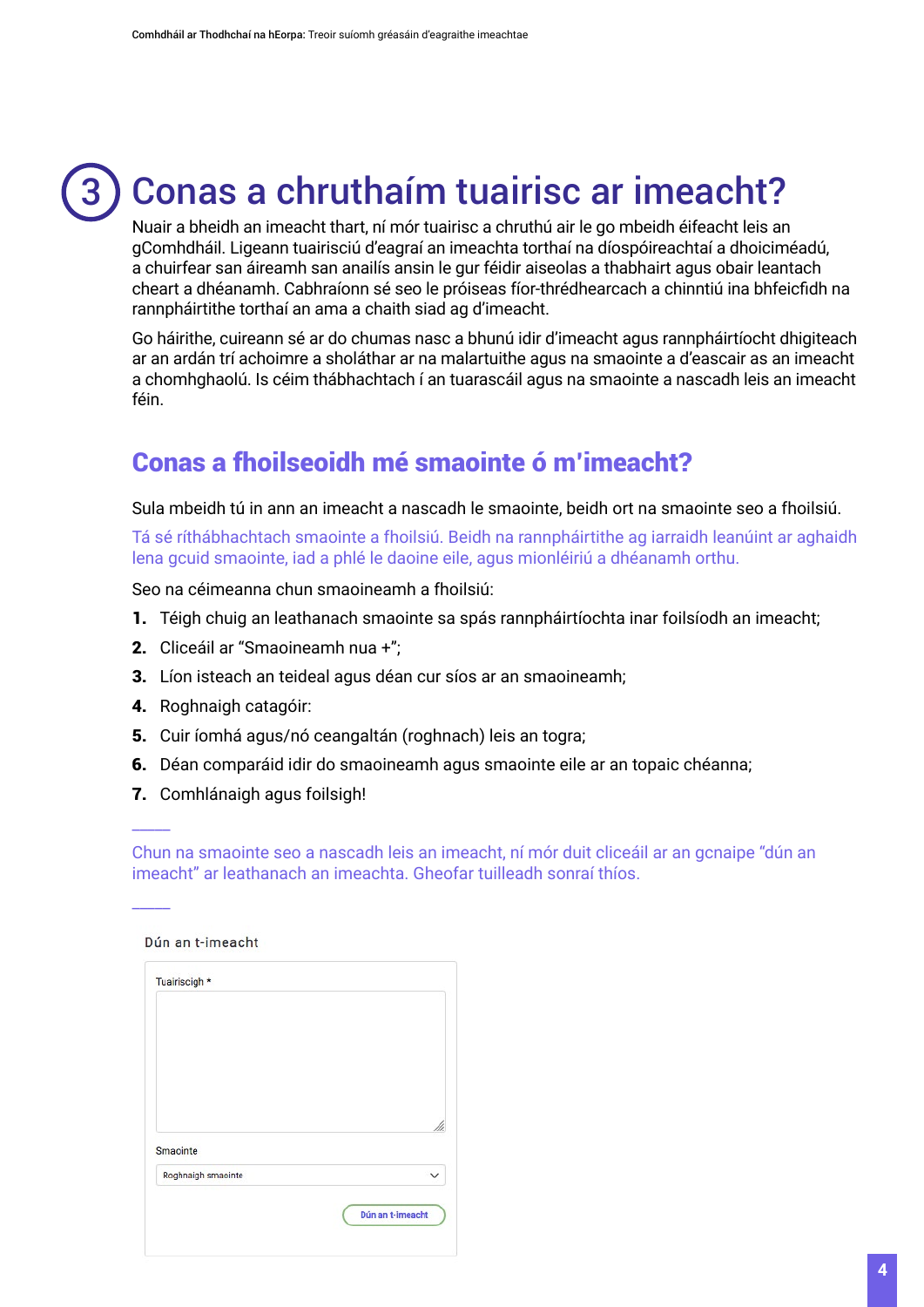# 3 Conas a chruthaím tuairisc ar imeacht?

Nuair a bheidh an imeacht thart, ní mór tuairisc a chruthú air le go mbeidh éifeacht leis an gComhdháil. Ligeann tuairisciú d'eagraí an imeachta torthaí na díospóireachtaí a dhoiciméadú, a chuirfear san áireamh san anailís ansin le gur féidir aiseolas a thabhairt agus obair leantach cheart a dhéanamh. Cabhraíonn sé seo le próiseas fíor-thrédhearcach a chinntiú ina bhfeicfidh na rannpháirtithe torthaí an ama a chaith siad ag d'imeacht.

Go háirithe, cuireann sé ar do chumas nasc a bhunú idir d'imeacht agus rannpháirtíocht dhigiteach ar an ardán trí achoimre a sholáthar ar na malartuithe agus na smaointe a d'eascair as an imeacht a chomhghaolú. Is céim thábhachtach í an tuarascáil agus na smaointe a nascadh leis an imeacht féin.

## Conas a fhoilseoidh mé smaointe ó m'imeacht?

Sula mbeidh tú in ann an imeacht a nascadh le smaointe, beidh ort na smaointe seo a fhoilsiú.

Tá sé ríthábhachtach smaointe a fhoilsiú. Beidh na rannpháirtithe ag iarraidh leanúint ar aghaidh lena gcuid smaointe, iad a phlé le daoine eile, agus mionléiriú a dhéanamh orthu.

Seo na céimeanna chun smaoineamh a fhoilsiú:

1. Téigh chuig an leathanach smaointe sa spás rannpháirtíochta inar foilsíodh an imeacht;
2. Cliceáil ar "Smaoineamh nua +";
3. Líon isteach an teideal agus déan cur síos ar an smaoineamh;
4. Roghnaigh catagóir:
5. Cuir íomhá agus/nó ceangaltán (roghnach) leis an togra;
6. Déan comparáid idir do smaoineamh agus smaointe eile ar an topaic chéanna;
7. Comhlánaigh agus foilsigh!

---

Chun na smaointe seo a nascadh leis an imeacht, ní mór duit cliceáil ar an gcnaipe "dún an imeacht" ar leathanach an imeachta. Gheofar tuilleadh sonraí thíos.

---

Dún an t-imeacht

Tuairiscigh *

Smaointe

Roghnaigh smaointe

Dún an t-imeacht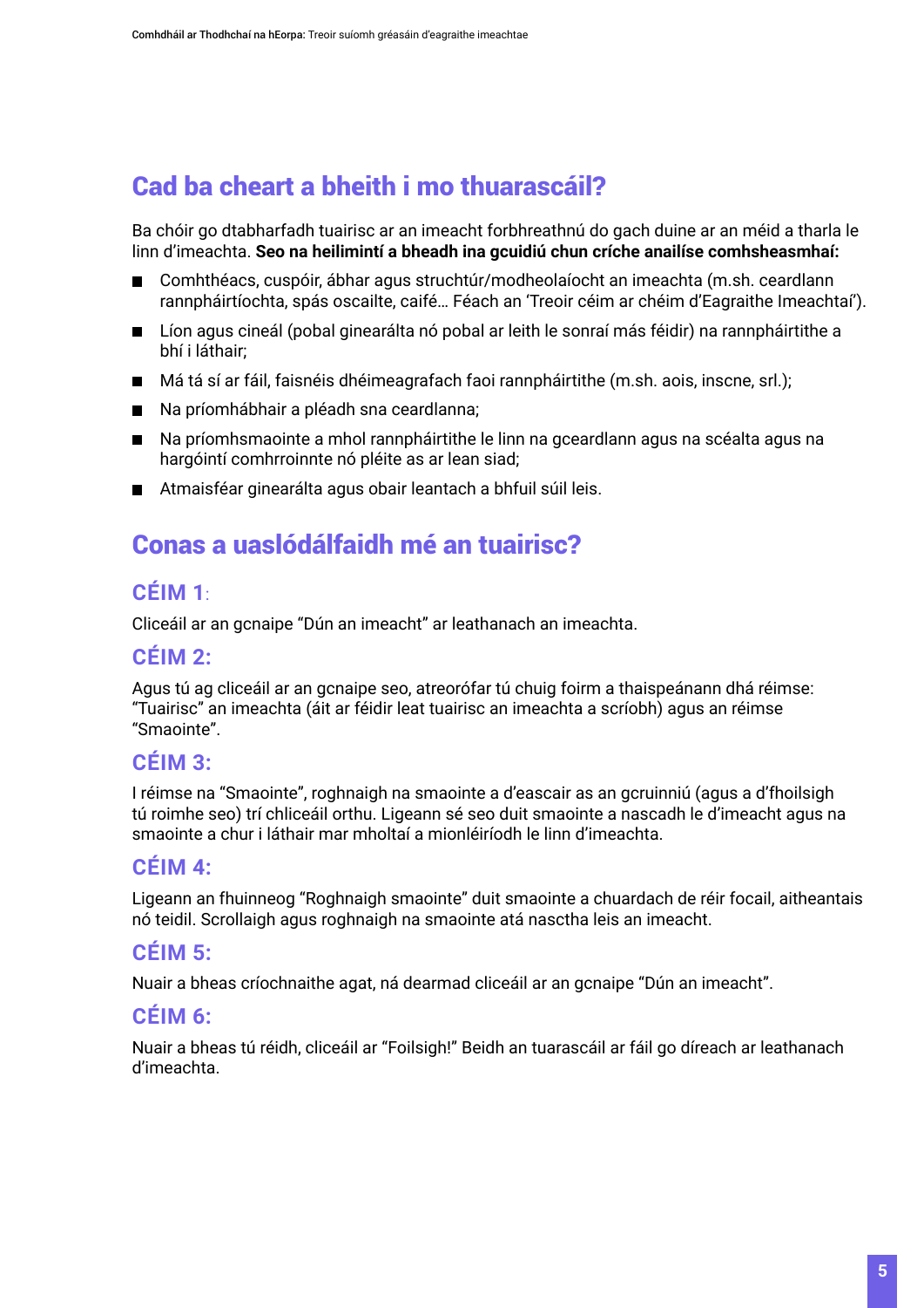## Cad ba cheart a bheith i mo thuarascáil?

Ba chóir go dtabharfadh tuairisc ar an imeacht forbhreathnú do gach duine ar an méid a tharla le linn d’imeachta. **Seo na heilimintí a bheadh ina gcuidiú chun críche anailíse comhsheasmhaí:**

- Comhthéacs, cuspóir, ábhar agus struchtúr/modheolaíocht an imeachta (m.sh. ceardlann rannpháirtíochta, spás oscailte, caifé… Féach an ‘Treoir céim ar chéim d’Eagraithe Imeachtaí’).
- Líon agus cineál (pobal ginearálta nó pobal ar leith le sonraí más féidir) na rannpháirtithe a bhí i láthair;
- Má tá sí ar fáil, faisnéis dhéimeagrafach faoi rannpháirtithe (m.sh. aois, inscne, srl.);
- Na príomhábhair a pléadh sna ceardlanna;
- Na príomhsmaointe a mhol rannpháirtithe le linn na gceardlann agus na scéalta agus na hargóintí comhrroinnte nó pléite as ar lean siad;
- Atmaisféar ginearálta agus obair leantach a bhfuil súil leis.

## Conas a uaslódálfaidh mé an tuairisc?

### CÉIM 1:

Cliceáil ar an gcnaipe “Dún an imeacht” ar leathanach an imeachta.

### CÉIM 2:

Agus tú ag cliceáil ar an gcnaipe seo, atreorófar tú chuig foirm a thaispeánann dhá réimse: “Tuairisc” an imeachta (áit ar féidir leat tuairisc an imeachta a scríobh) agus an réimse “Smaointe”.

### CÉIM 3:

I réimse na “Smaointe”, roghnaigh na smaointe a d’eascair as an gcruinniú (agus a d’fhoilsigh tú roimhe seo) trí chliceáil orthu. Ligeann sé seo duit smaointe a nascadh le d’imeacht agus na smaointe a chur i láthair mar mholtaí a mionléiríodh le linn d’imeachta.

### CÉIM 4:

Ligeann an fhuinneog “Roghnaigh smaointe” duit smaointe a chuardach de réir focail, aitheantais nó teidil. Scrollaigh agus roghnaigh na smaointe atá nasctha leis an imeacht.

### CÉIM 5:

Nuair a bheas críochnaithe agat, ná dearmad cliceáil ar an gcnaipe “Dún an imeacht”.

### CÉIM 6:

Nuair a bheas tú réidh, cliceáil ar “Foilsigh!” Beidh an tuarascáil ar fáil go díreach ar leathanach d’imeachta.